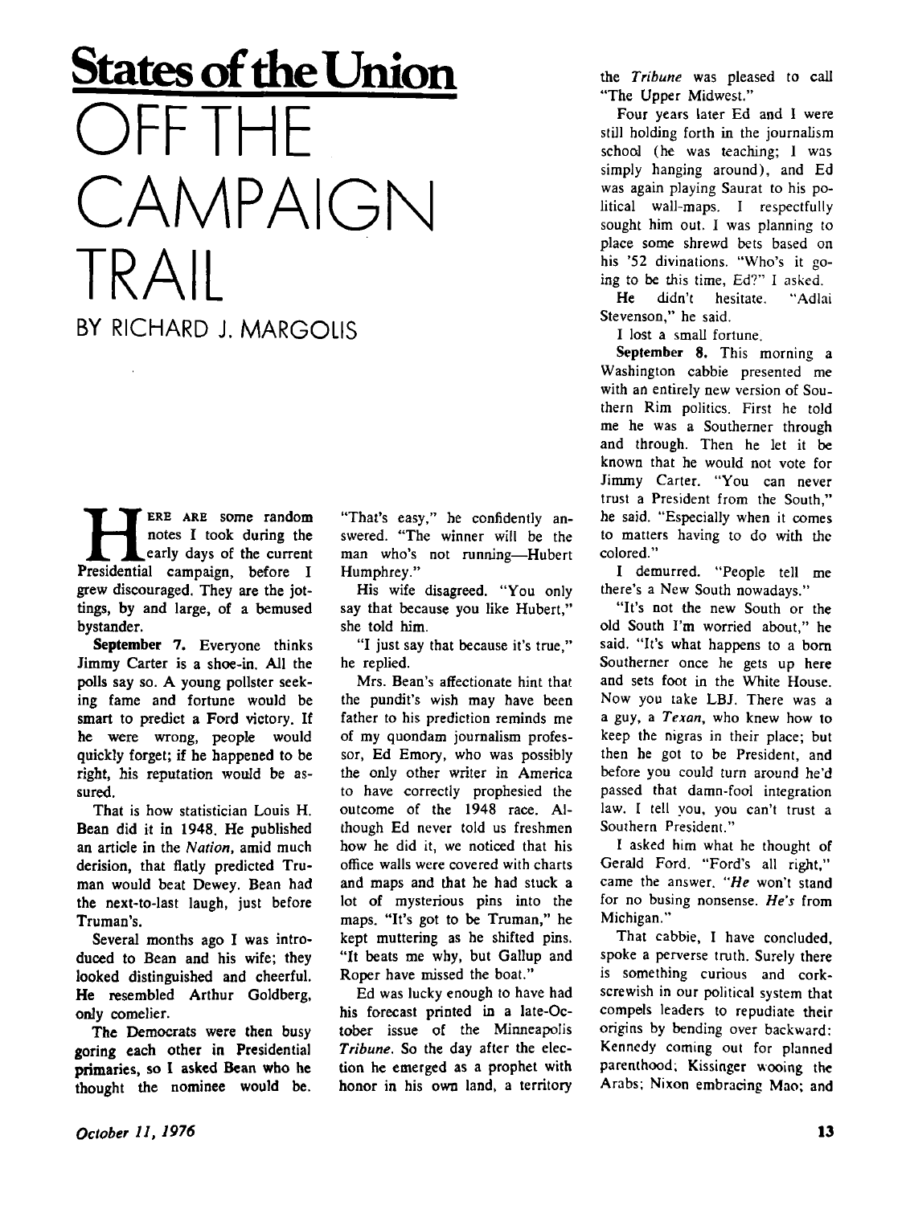## States of the Union

# OFF THE CAMPAIGN TRAIL

BY RICHARD J. MARGOLIS

HERE ARE some random notes I took during the early days of the current Presidential campaign, before I grew discouraged. They are the jottings, by and large, of a bemused bystander.

**September 7.** Everyone thinks Jimmy Carter is a shoe-in. All the polls say so. A young pollster seeking fame and fortune would be smart to predict a Ford victory. If he were wrong, people would quickly forget; if he happened to be right, his reputation would be assured.

That is how statistician Louis H. Bean did it in 1948. He published an article in the *Nation*, amid much derision, that flatly predicted Truman would beat Dewey. Bean had the next-to-last laugh, just before Truman's.

Several months ago I was introduced to Bean and his wife; they looked distinguished and cheerful. He resembled Arthur Goldberg, only comelier.

The Democrats were then busy goring each other in Presidential primaries, so I asked Bean who he thought the nominee would be. "That's easy," he confidently answered. "The winner will be the man who's not running—Hubert Humphrey."

His wife disagreed. "You only say that because you like Hubert," she told him.

"I just say that because it's true," he replied.

Mrs. Bean's affectionate hint that the pundit's wish may have been father to his prediction reminds me of my quondam journalism professor, Ed Emory, who was possibly the only other writer in America to have correctly prophesied the outcome of the 1948 race. Although Ed never told us freshmen how he did it, we noticed that his office walls were covered with charts and maps and that he had stuck a lot of mysterious pins into the maps. "It's got to be Truman," he kept muttering as he shifted pins. "It beats me why, but Gallup and Roper have missed the boat."

Ed was lucky enough to have had his forecast printed in a late-October issue of the Minneapolis *Tribune*. So the day after the election he emerged as a prophet with honor in his own land, a territory the *Tribune* was pleased to call "The Upper Midwest."

Four years later Ed and I were still holding forth in the journalism school (he was teaching; I was simply hanging around), and Ed was again playing Saurat to his political wall-maps. I respectfully sought him out. I was planning to place some shrewd bets based on his '52 divinations. "Who's it going to be this time, Ed?" I asked.

He didn't hesitate. "Adlai Stevenson," he said.

I lost a small fortune.

**September 8.** This morning a Washington cabbie presented me with an entirely new version of Southern Rim politics. First he told me he was a Southerner through and through. Then he let it be known that he would not vote for Jimmy Carter. "You can never trust a President from the South," he said. "Especially when it comes to matters having to do with the colored."

I demurred. "People tell me there's a New South nowadays."

"It's not the new South or the old South I'm worried about," he said. "It's what happens to a born Southerner once he gets up here and sets foot in the White House. Now you take LBJ. There was a guy, a *Texan*, who knew how to keep the nigras in their place; but then he got to be President, and before you could turn around he'd passed that damn-fool integration law. I tell you, you can't trust a Southern President."

I asked him what he thought of Gerald Ford. "Ford's all right," came the answer. "*He* won't stand for no busing nonsense. *He's* from Michigan."

That cabbie, I have concluded, spoke a perverse truth. Surely there is something curious and corkscrewish in our political system that compels leaders to repudiate their origins by bending over backward: Kennedy coming out for planned parenthood; Kissinger wooing the Arabs; Nixon embracing Mao; and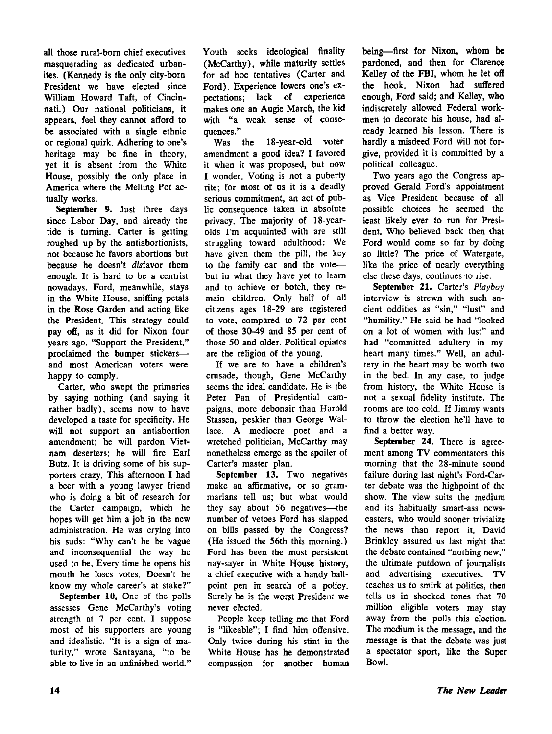all those rural-born chief executives masquerading as dedicated urbanites. (Kennedy is the only city-born President we have elected since William Howard Taft, of Cincinnati.) Our national politicians, it appears, feel they cannot afford to be associated with a single ethnic or regional quirk. Adhering to one's heritage may be fine in theory, yet it is absent from the White House, possibly the only place in America where the Melting Pot actually works.

**September 9.** Just three days since Labor Day, and already the tide is turning. Carter is getting roughed up by the antiabortionists, not because he favors abortions but because he doesn't *dis*favor them enough. It is hard to be a centrist nowadays. Ford, meanwhile, stays in the White House, sniffing petals in the Rose Garden and acting like the President. This strategy could pay off, as it did for Nixon four years ago. "Support the President," proclaimed the bumper stickers—and most American voters were happy to comply.

Carter, who swept the primaries by saying nothing (and saying it rather badly), seems now to have developed a taste for specificity. He will not support an antiabortion amendment; he will pardon Vietnam deserters; he will fire Earl Butz. It is driving some of his supporters crazy. This afternoon I had a beer with a young lawyer friend who is doing a bit of research for the Carter campaign, which he hopes will get him a job in the new administration. He was crying into his suds: "Why can't he be vague and inconsequential the way he used to be. Every time he opens his mouth he loses votes. Doesn't he know my whole career's at stake?"

**September 10.** One of the polls assesses Gene McCarthy's voting strength at 7 per cent. I suppose most of his supporters are young and idealistic. "It is a sign of maturity," wrote Santayana, "to be able to live in an unfinished world." Youth seeks ideological finality (McCarthy), while maturity settles for ad hoc tentatives (Carter and Ford). Experience lowers one's expectations; lack of experience makes one an Augie March, the kid with "a weak sense of consequences."

Was the 18-year-old voter amendment a good idea? I favored it when it was proposed, but now I wonder. Voting is not a puberty rite; for most of us it is a deadly serious commitment, an act of public consequence taken in absolute privacy. The majority of 18-year-olds I'm acquainted with are still struggling toward adulthood: We have given them the pill, the key to the family car and the vote—but in what they have yet to learn and to achieve or botch, they remain children. Only half of all citizens ages 18-29 are registered to vote, compared to 72 per cent of those 30-49 and 85 per cent of those 50 and older. Political opiates are the religion of the young.

If we are to have a children's crusade, though, Gene McCarthy seems the ideal candidate. He is the Peter Pan of Presidential campaigns, more debonair than Harold Stassen, peskier than George Wallace. A mediocre poet and a wretched politician, McCarthy may nonetheless emerge as the spoiler of Carter's master plan.

**September 13.** Two negatives make an affirmative, or so grammarians tell us; but what would they say about 56 negatives—the number of vetoes Ford has slapped on bills passed by the Congress? (He issued the 56th this morning.) Ford has been the most persistent nay-sayer in White House history, a chief executive with a handy ballpoint pen in search of a policy. Surely he is the worst President we never elected.

People keep telling me that Ford is "likeable"; I find him offensive. Only twice during his stint in the White House has he demonstrated compassion for another human being—first for Nixon, whom he pardoned, and then for Clarence Kelley of the FBI, whom he let off the hook. Nixon had suffered enough, Ford said; and Kelley, who indiscretely allowed Federal workmen to decorate his house, had already learned his lesson. There is hardly a misdeed Ford will not forgive, provided it is committed by a political colleague.

Two years ago the Congress approved Gerald Ford's appointment as Vice President because of all possible choices he seemed the least likely ever to run for President. Who believed back then that Ford would come so far by doing so little? The price of Watergate, like the price of nearly everything else these days, continues to rise.

**September 21.** Carter's *Playboy* interview is strewn with such ancient oddities as "sin," "lust" and "humility." He said he had "looked on a lot of women with lust" and had "committed adultery in my heart many times." Well, an adultery in the heart may be worth two in the bed. In any case, to judge from history, the White House is not a sexual fidelity institute. The rooms are too cold. If Jimmy wants to throw the election he'll have to find a better way.

**September 24.** There is agreement among TV commentators this morning that the 28-minute sound failure during last night's Ford-Carter debate was the highpoint of the show. The view suits the medium and its habitually smart-ass newscasters, who would sooner trivialize the news than report it. David Brinkley assured us last night that the debate contained "nothing new," the ultimate putdown of journalists and advertising executives. TV teaches us to smirk at politics, then tells us in shocked tones that 70 million eligible voters may stay away from the polls this election. The medium is the message, and the message is that the debate was just a spectator sport, like the Super Bowl.